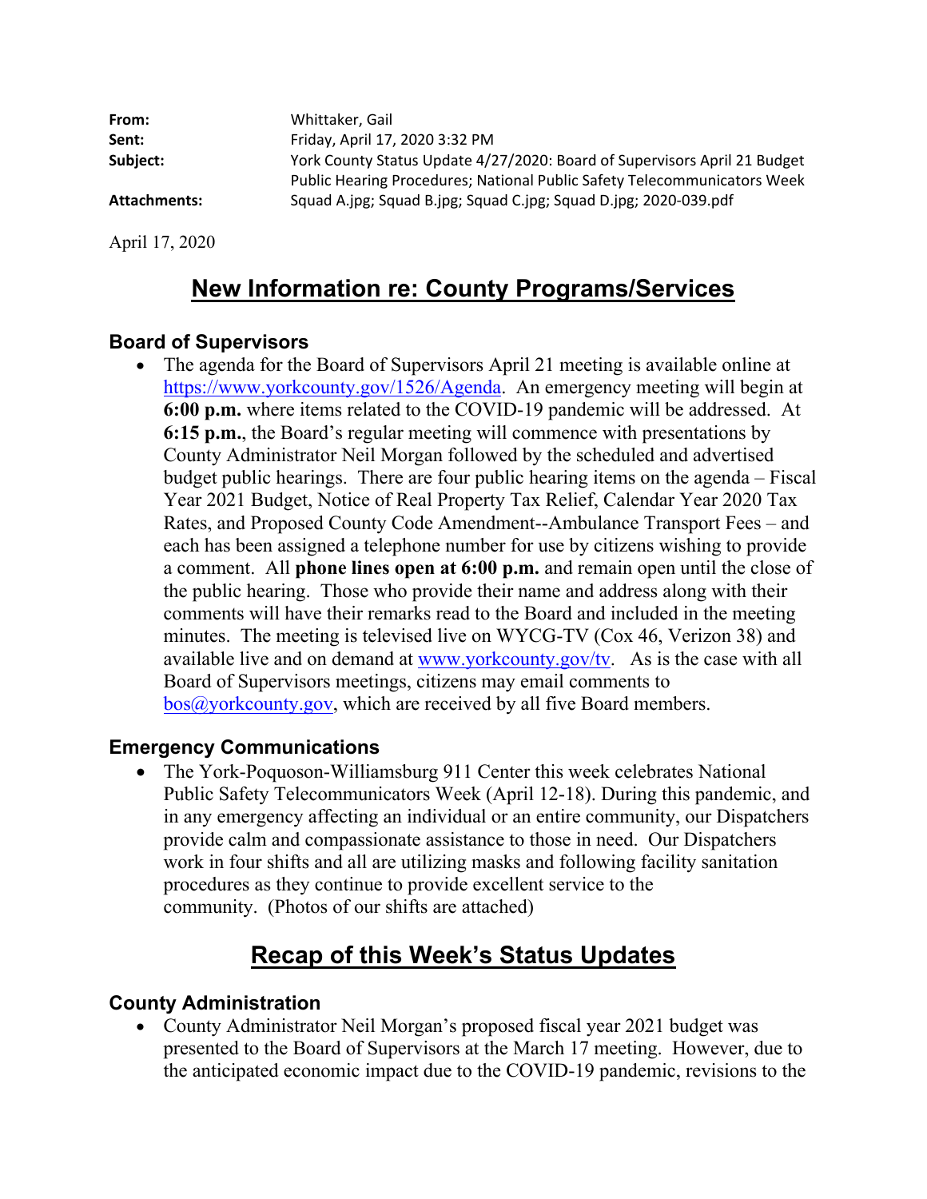| | |
|---|---|
| **From:** | Whittaker, Gail |
| **Sent:** | Friday, April 17, 2020 3:32 PM |
| **Subject:** | York County Status Update 4/27/2020: Board of Supervisors April 21 Budget Public Hearing Procedures; National Public Safety Telecommunicators Week |
| **Attachments:** | Squad A.jpg; Squad B.jpg; Squad C.jpg; Squad D.jpg; 2020-039.pdf |

April 17, 2020

# New Information re: County Programs/Services

### Board of Supervisors

- The agenda for the Board of Supervisors April 21 meeting is available online at [https://www.yorkcounty.gov/1526/Agenda](https://www.yorkcounty.gov/1526/Agenda). An emergency meeting will begin at **6:00 p.m.** where items related to the COVID-19 pandemic will be addressed. At **6:15 p.m.**, the Board's regular meeting will commence with presentations by County Administrator Neil Morgan followed by the scheduled and advertised budget public hearings. There are four public hearing items on the agenda – Fiscal Year 2021 Budget, Notice of Real Property Tax Relief, Calendar Year 2020 Tax Rates, and Proposed County Code Amendment--Ambulance Transport Fees – and each has been assigned a telephone number for use by citizens wishing to provide a comment. All **phone lines open at 6:00 p.m.** and remain open until the close of the public hearing. Those who provide their name and address along with their comments will have their remarks read to the Board and included in the meeting minutes. The meeting is televised live on WYCG-TV (Cox 46, Verizon 38) and available live and on demand at [www.yorkcounty.gov/tv](www.yorkcounty.gov/tv). As is the case with all Board of Supervisors meetings, citizens may email comments to [bos@yorkcounty.gov](mailto:bos@yorkcounty.gov), which are received by all five Board members.

### Emergency Communications

- The York-Poquoson-Williamsburg 911 Center this week celebrates National Public Safety Telecommunicators Week (April 12-18). During this pandemic, and in any emergency affecting an individual or an entire community, our Dispatchers provide calm and compassionate assistance to those in need. Our Dispatchers work in four shifts and all are utilizing masks and following facility sanitation procedures as they continue to provide excellent service to the community. (Photos of our shifts are attached)

# Recap of this Week's Status Updates

### County Administration

- County Administrator Neil Morgan's proposed fiscal year 2021 budget was presented to the Board of Supervisors at the March 17 meeting. However, due to the anticipated economic impact due to the COVID-19 pandemic, revisions to the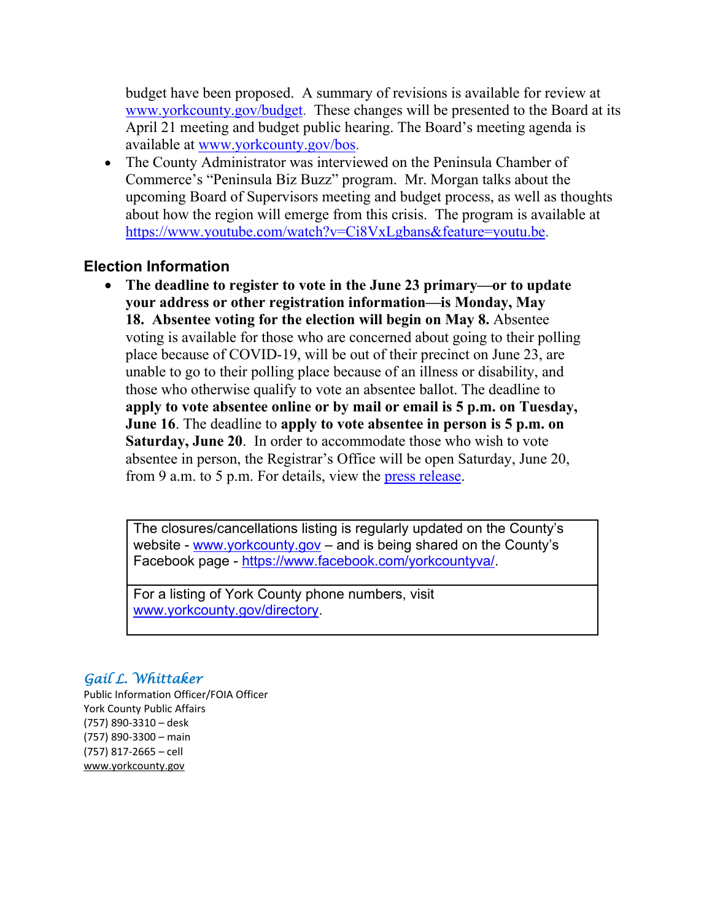budget have been proposed. A summary of revisions is available for review at [www.yorkcounty.gov/budget](http://www.yorkcounty.gov/budget). These changes will be presented to the Board at its April 21 meeting and budget public hearing. The Board's meeting agenda is available at [www.yorkcounty.gov/bos](http://www.yorkcounty.gov/bos).

- The County Administrator was interviewed on the Peninsula Chamber of Commerce's "Peninsula Biz Buzz" program. Mr. Morgan talks about the upcoming Board of Supervisors meeting and budget process, as well as thoughts about how the region will emerge from this crisis. The program is available at [https://www.youtube.com/watch?v=Ci8VxLgbans&feature=youtu.be](https://www.youtube.com/watch?v=Ci8VxLgbans&feature=youtu.be).

## Election Information

- **The deadline to register to vote in the June 23 primary—or to update your address or other registration information—is Monday, May 18. Absentee voting for the election will begin on May 8.** Absentee voting is available for those who are concerned about going to their polling place because of COVID-19, will be out of their precinct on June 23, are unable to go to their polling place because of an illness or disability, and those who otherwise qualify to vote an absentee ballot. The deadline to **apply to vote absentee online or by mail or email is 5 p.m. on Tuesday, June 16**. The deadline to **apply to vote absentee in person is 5 p.m. on Saturday, June 20**. In order to accommodate those who wish to vote absentee in person, the Registrar's Office will be open Saturday, June 20, from 9 a.m. to 5 p.m. For details, view the press release.

| |
|---|
| The closures/cancellations listing is regularly updated on the County's website - [www.yorkcounty.gov](http://www.yorkcounty.gov) – and is being shared on the County's Facebook page - [https://www.facebook.com/yorkcountyva/](https://www.facebook.com/yorkcountyva/). |
| For a listing of York County phone numbers, visit [www.yorkcounty.gov/directory](http://www.yorkcounty.gov/directory). |

*Gail L. Whittaker*
Public Information Officer/FOIA Officer
York County Public Affairs
(757) 890-3310 – desk
(757) 890-3300 – main
(757) 817-2665 – cell
[www.yorkcounty.gov](http://www.yorkcounty.gov)